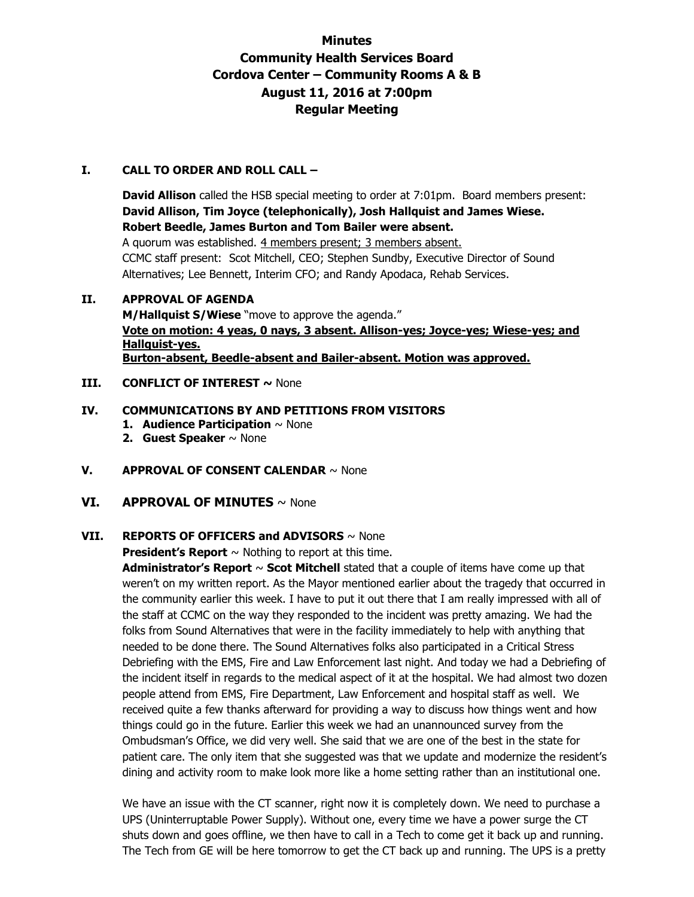# Minutes
# Community Health Services Board
# Cordova Center – Community Rooms A & B
# August 11, 2016 at 7:00pm
# Regular Meeting

## I. CALL TO ORDER AND ROLL CALL –

**David Allison** called the HSB special meeting to order at 7:01pm. Board members present: **David Allison, Tim Joyce (telephonically), Josh Hallquist and James Wiese. Robert Beedle, James Burton and Tom Bailer were absent.**
A quorum was established. 4 members present; 3 members absent.
CCMC staff present: Scot Mitchell, CEO; Stephen Sundby, Executive Director of Sound Alternatives; Lee Bennett, Interim CFO; and Randy Apodaca, Rehab Services.

## II. APPROVAL OF AGENDA

**M/Hallquist S/Wiese** "move to approve the agenda."
**Vote on motion: 4 yeas, 0 nays, 3 absent. Allison-yes; Joyce-yes; Wiese-yes; and Hallquist-yes.**
**Burton-absent, Beedle-absent and Bailer-absent. Motion was approved.**

## III. CONFLICT OF INTEREST ~ None

## IV. COMMUNICATIONS BY AND PETITIONS FROM VISITORS

1. **Audience Participation** ~ None
2. **Guest Speaker** ~ None

## V. APPROVAL OF CONSENT CALENDAR ~ None

## VI. APPROVAL OF MINUTES ~ None

## VII. REPORTS OF OFFICERS and ADVISORS ~ None

**President's Report** ~ Nothing to report at this time.

**Administrator's Report** ~ **Scot Mitchell** stated that a couple of items have come up that weren't on my written report. As the Mayor mentioned earlier about the tragedy that occurred in the community earlier this week. I have to put it out there that I am really impressed with all of the staff at CCMC on the way they responded to the incident was pretty amazing. We had the folks from Sound Alternatives that were in the facility immediately to help with anything that needed to be done there. The Sound Alternatives folks also participated in a Critical Stress Debriefing with the EMS, Fire and Law Enforcement last night. And today we had a Debriefing of the incident itself in regards to the medical aspect of it at the hospital. We had almost two dozen people attend from EMS, Fire Department, Law Enforcement and hospital staff as well. We received quite a few thanks afterward for providing a way to discuss how things went and how things could go in the future. Earlier this week we had an unannounced survey from the Ombudsman's Office, we did very well. She said that we are one of the best in the state for patient care. The only item that she suggested was that we update and modernize the resident's dining and activity room to make look more like a home setting rather than an institutional one.

We have an issue with the CT scanner, right now it is completely down. We need to purchase a UPS (Uninterruptable Power Supply). Without one, every time we have a power surge the CT shuts down and goes offline, we then have to call in a Tech to come get it back up and running. The Tech from GE will be here tomorrow to get the CT back up and running. The UPS is a pretty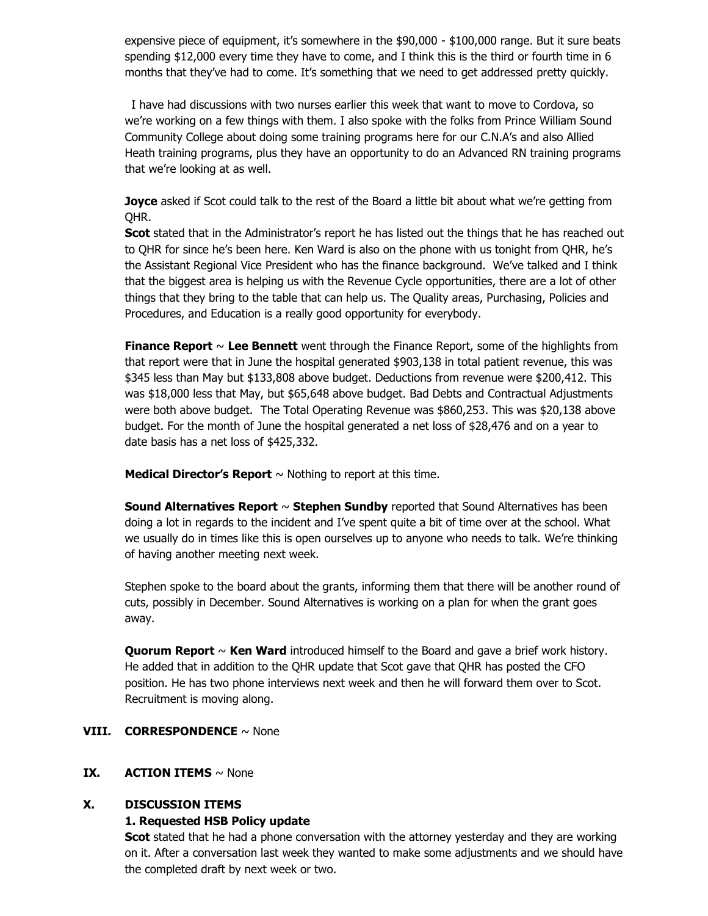expensive piece of equipment, it's somewhere in the $90,000 - $100,000 range. But it sure beats spending $12,000 every time they have to come, and I think this is the third or fourth time in 6 months that they've had to come. It's something that we need to get addressed pretty quickly.

I have had discussions with two nurses earlier this week that want to move to Cordova, so we're working on a few things with them. I also spoke with the folks from Prince William Sound Community College about doing some training programs here for our C.N.A's and also Allied Heath training programs, plus they have an opportunity to do an Advanced RN training programs that we're looking at as well.

**Joyce** asked if Scot could talk to the rest of the Board a little bit about what we're getting from QHR.
**Scot** stated that in the Administrator's report he has listed out the things that he has reached out to QHR for since he's been here. Ken Ward is also on the phone with us tonight from QHR, he's the Assistant Regional Vice President who has the finance background. We've talked and I think that the biggest area is helping us with the Revenue Cycle opportunities, there are a lot of other things that they bring to the table that can help us. The Quality areas, Purchasing, Policies and Procedures, and Education is a really good opportunity for everybody.

**Finance Report** ~ **Lee Bennett** went through the Finance Report, some of the highlights from that report were that in June the hospital generated $903,138 in total patient revenue, this was $345 less than May but $133,808 above budget. Deductions from revenue were $200,412. This was $18,000 less that May, but $65,648 above budget. Bad Debts and Contractual Adjustments were both above budget. The Total Operating Revenue was $860,253. This was $20,138 above budget. For the month of June the hospital generated a net loss of $28,476 and on a year to date basis has a net loss of $425,332.

**Medical Director's Report** ~ Nothing to report at this time.

**Sound Alternatives Report** ~ **Stephen Sundby** reported that Sound Alternatives has been doing a lot in regards to the incident and I've spent quite a bit of time over at the school. What we usually do in times like this is open ourselves up to anyone who needs to talk. We're thinking of having another meeting next week.

Stephen spoke to the board about the grants, informing them that there will be another round of cuts, possibly in December. Sound Alternatives is working on a plan for when the grant goes away.

**Quorum Report** ~ **Ken Ward** introduced himself to the Board and gave a brief work history. He added that in addition to the QHR update that Scot gave that QHR has posted the CFO position. He has two phone interviews next week and then he will forward them over to Scot. Recruitment is moving along.

## VIII. CORRESPONDENCE ~ None

## IX. ACTION ITEMS ~ None

## X. DISCUSSION ITEMS

### 1. Requested HSB Policy update

**Scot** stated that he had a phone conversation with the attorney yesterday and they are working on it. After a conversation last week they wanted to make some adjustments and we should have the completed draft by next week or two.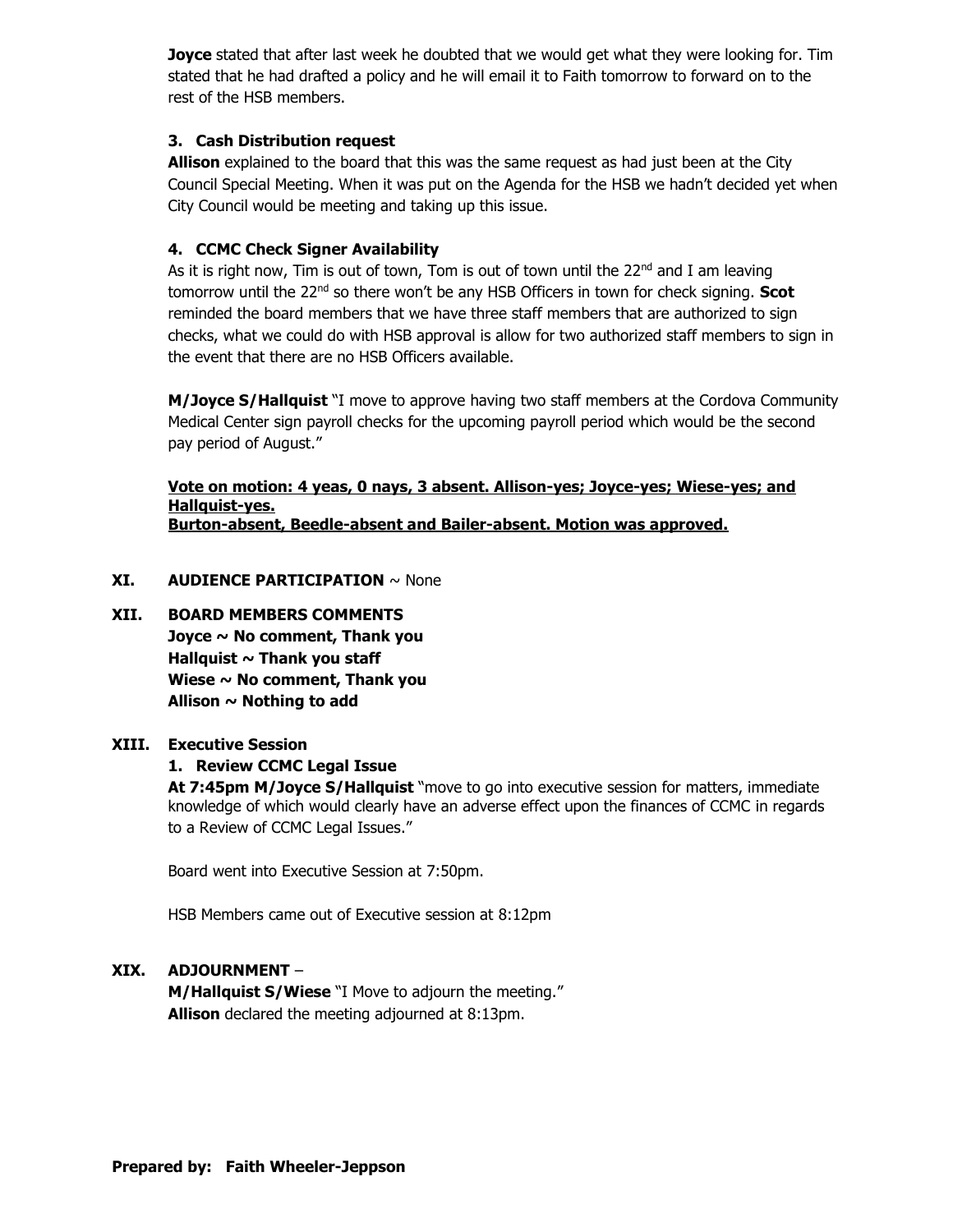**Joyce** stated that after last week he doubted that we would get what they were looking for. Tim stated that he had drafted a policy and he will email it to Faith tomorrow to forward on to the rest of the HSB members.

**3. Cash Distribution request**

**Allison** explained to the board that this was the same request as had just been at the City Council Special Meeting. When it was put on the Agenda for the HSB we hadn't decided yet when City Council would be meeting and taking up this issue.

**4. CCMC Check Signer Availability**

As it is right now, Tim is out of town, Tom is out of town until the 22nd and I am leaving tomorrow until the 22nd so there won't be any HSB Officers in town for check signing. **Scot** reminded the board members that we have three staff members that are authorized to sign checks, what we could do with HSB approval is allow for two authorized staff members to sign in the event that there are no HSB Officers available.

**M/Joyce S/Hallquist** "I move to approve having two staff members at the Cordova Community Medical Center sign payroll checks for the upcoming payroll period which would be the second pay period of August."

**Vote on motion: 4 yeas, 0 nays, 3 absent. Allison-yes; Joyce-yes; Wiese-yes; and Hallquist-yes.**
**Burton-absent, Beedle-absent and Bailer-absent. Motion was approved.**

## XI. AUDIENCE PARTICIPATION ~ None

## XII. BOARD MEMBERS COMMENTS

**Joyce ~ No comment, Thank you**
**Hallquist ~ Thank you staff**
**Wiese ~ No comment, Thank you**
**Allison ~ Nothing to add**

## XIII. Executive Session

**1. Review CCMC Legal Issue**

**At 7:45pm M/Joyce S/Hallquist** "move to go into executive session for matters, immediate knowledge of which would clearly have an adverse effect upon the finances of CCMC in regards to a Review of CCMC Legal Issues."

Board went into Executive Session at 7:50pm.

HSB Members came out of Executive session at 8:12pm

## XIX. ADJOURNMENT –

**M/Hallquist S/Wiese** "I Move to adjourn the meeting."
**Allison** declared the meeting adjourned at 8:13pm.

**Prepared by: Faith Wheeler-Jeppson**